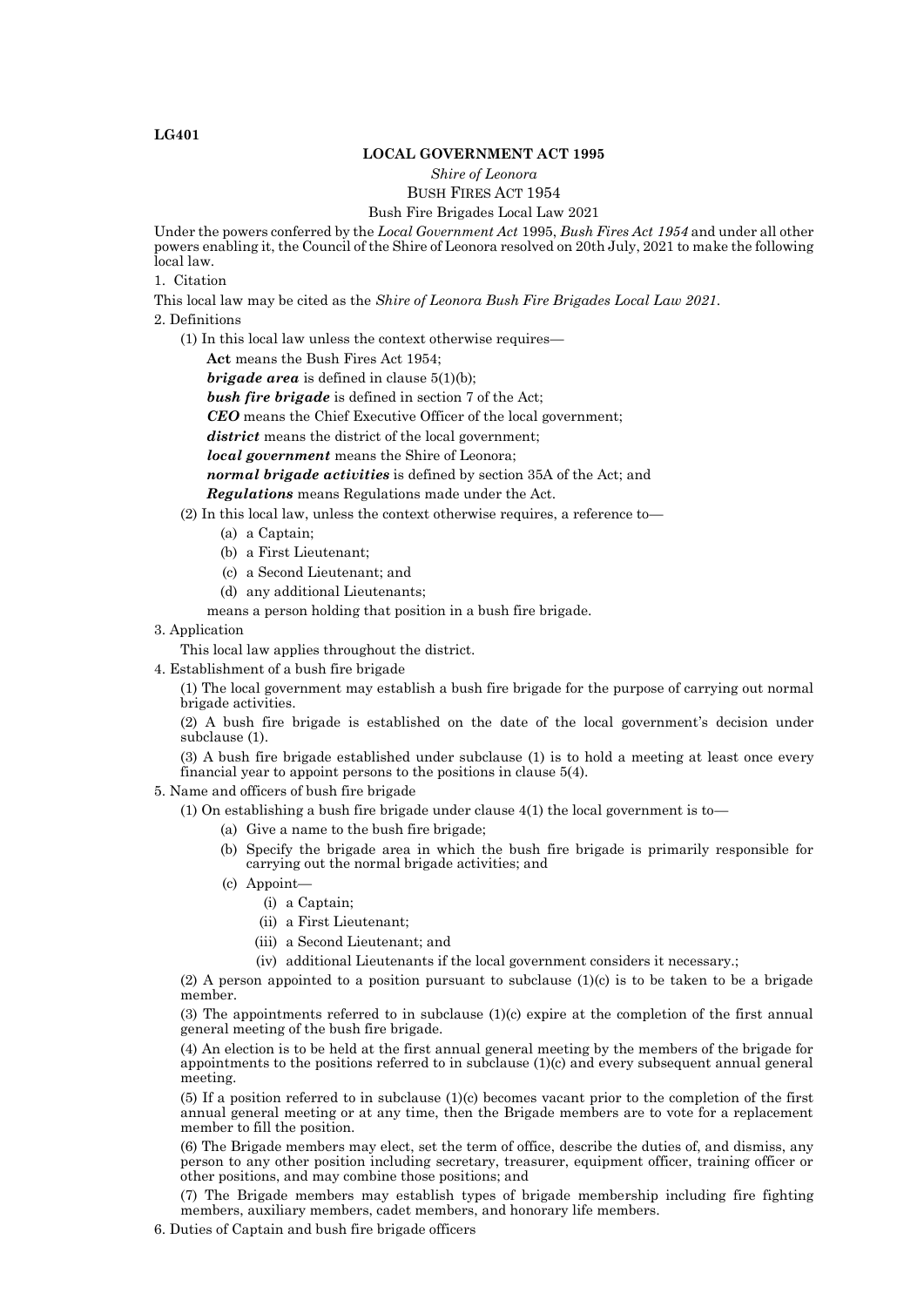**LG401**

**LOCAL GOVERNMENT ACT 1995**

*Shire of Leonora*

BUSH FIRES ACT 1954

Bush Fire Brigades Local Law 2021

Under the powers conferred by the *Local Government Act* 1995, *Bush Fires Act 1954* and under all other powers enabling it, the Council of the Shire of Leonora resolved on 20th July, 2021 to make the following local law.

1. Citation

This local law may be cited as the *Shire of Leonora Bush Fire Brigades Local Law 2021*.

2. Definitions

(1) In this local law unless the context otherwise requires—

**Act** means the Bush Fires Act 1954;

***brigade area*** is defined in clause 5(1)(b);

***bush fire brigade*** is defined in section 7 of the Act;

***CEO*** means the Chief Executive Officer of the local government;

***district*** means the district of the local government;

***local government*** means the Shire of Leonora;

***normal brigade activities*** is defined by section 35A of the Act; and

***Regulations*** means Regulations made under the Act.

(2) In this local law, unless the context otherwise requires, a reference to—

(a) a Captain;

(b) a First Lieutenant;

(c) a Second Lieutenant; and

(d) any additional Lieutenants;

means a person holding that position in a bush fire brigade.

3. Application

This local law applies throughout the district.

4. Establishment of a bush fire brigade

(1) The local government may establish a bush fire brigade for the purpose of carrying out normal brigade activities.

(2) A bush fire brigade is established on the date of the local government's decision under subclause (1).

(3) A bush fire brigade established under subclause (1) is to hold a meeting at least once every financial year to appoint persons to the positions in clause 5(4).

5. Name and officers of bush fire brigade

(1) On establishing a bush fire brigade under clause 4(1) the local government is to—

(a) Give a name to the bush fire brigade;

(b) Specify the brigade area in which the bush fire brigade is primarily responsible for carrying out the normal brigade activities; and

(c) Appoint—

(i) a Captain;

(ii) a First Lieutenant;

(iii) a Second Lieutenant; and

(iv) additional Lieutenants if the local government considers it necessary.;

(2) A person appointed to a position pursuant to subclause (1)(c) is to be taken to be a brigade member.

(3) The appointments referred to in subclause (1)(c) expire at the completion of the first annual general meeting of the bush fire brigade.

(4) An election is to be held at the first annual general meeting by the members of the brigade for appointments to the positions referred to in subclause (1)(c) and every subsequent annual general meeting.

(5) If a position referred to in subclause (1)(c) becomes vacant prior to the completion of the first annual general meeting or at any time, then the Brigade members are to vote for a replacement member to fill the position.

(6) The Brigade members may elect, set the term of office, describe the duties of, and dismiss, any person to any other position including secretary, treasurer, equipment officer, training officer or other positions, and may combine those positions; and

(7) The Brigade members may establish types of brigade membership including fire fighting members, auxiliary members, cadet members, and honorary life members.

6. Duties of Captain and bush fire brigade officers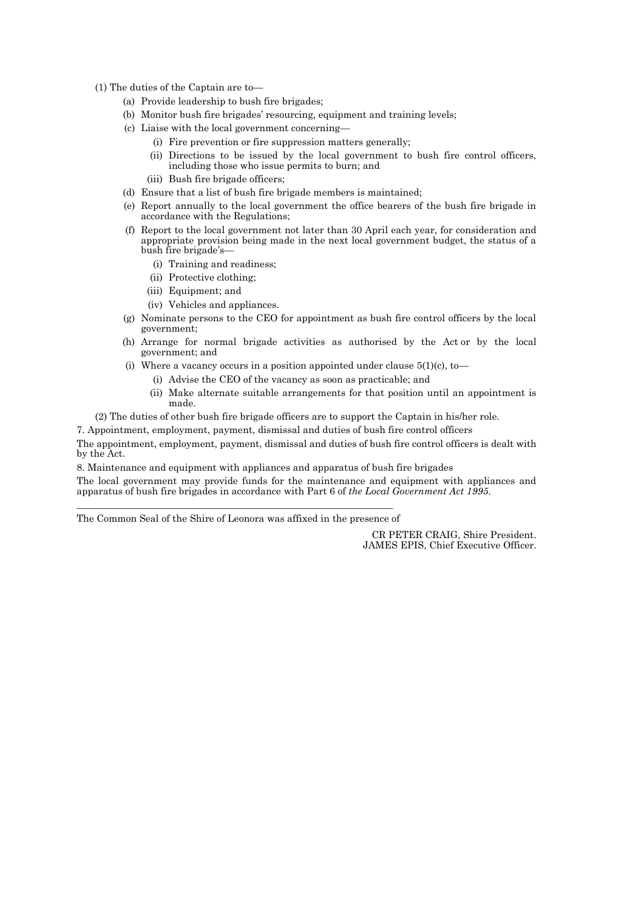(1) The duties of the Captain are to—

(a) Provide leadership to bush fire brigades;

(b) Monitor bush fire brigades' resourcing, equipment and training levels;

(c) Liaise with the local government concerning—

(i) Fire prevention or fire suppression matters generally;

(ii) Directions to be issued by the local government to bush fire control officers, including those who issue permits to burn; and

(iii) Bush fire brigade officers;

(d) Ensure that a list of bush fire brigade members is maintained;

(e) Report annually to the local government the office bearers of the bush fire brigade in accordance with the Regulations;

(f) Report to the local government not later than 30 April each year, for consideration and appropriate provision being made in the next local government budget, the status of a bush fire brigade's—

(i) Training and readiness;

(ii) Protective clothing;

(iii) Equipment; and

(iv) Vehicles and appliances.

(g) Nominate persons to the CEO for appointment as bush fire control officers by the local government;

(h) Arrange for normal brigade activities as authorised by the Act or by the local government; and

(i) Where a vacancy occurs in a position appointed under clause 5(1)(c), to—

(i) Advise the CEO of the vacancy as soon as practicable; and

(ii) Make alternate suitable arrangements for that position until an appointment is made.

(2) The duties of other bush fire brigade officers are to support the Captain in his/her role.

7. Appointment, employment, payment, dismissal and duties of bush fire control officers

The appointment, employment, payment, dismissal and duties of bush fire control officers is dealt with by the Act.

8. Maintenance and equipment with appliances and apparatus of bush fire brigades

The local government may provide funds for the maintenance and equipment with appliances and apparatus of bush fire brigades in accordance with Part 6 of *the Local Government Act 1995*.

---

The Common Seal of the Shire of Leonora was affixed in the presence of

CR PETER CRAIG, Shire President.
JAMES EPIS, Chief Executive Officer.